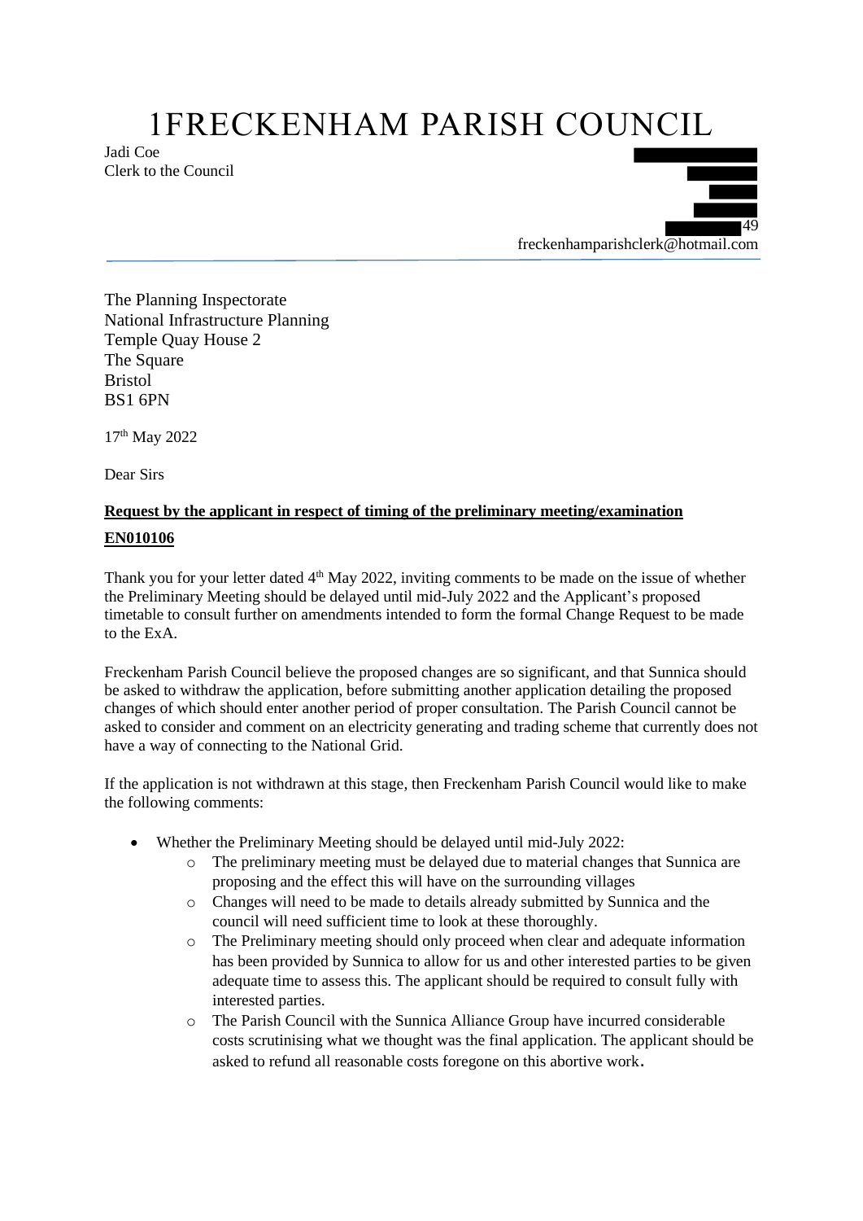# 1FRECKENHAM PARISH COUNCIL

Jadi Coe
Clerk to the Council

49
freckenhamparishclerk@hotmail.com

The Planning Inspectorate
National Infrastructure Planning
Temple Quay House 2
The Square
Bristol
BS1 6PN

17th May 2022

Dear Sirs

**Request by the applicant in respect of timing of the preliminary meeting/examination**

**EN010106**

Thank you for your letter dated 4th May 2022, inviting comments to be made on the issue of whether the Preliminary Meeting should be delayed until mid-July 2022 and the Applicant's proposed timetable to consult further on amendments intended to form the formal Change Request to be made to the ExA.

Freckenham Parish Council believe the proposed changes are so significant, and that Sunnica should be asked to withdraw the application, before submitting another application detailing the proposed changes of which should enter another period of proper consultation. The Parish Council cannot be asked to consider and comment on an electricity generating and trading scheme that currently does not have a way of connecting to the National Grid.

If the application is not withdrawn at this stage, then Freckenham Parish Council would like to make the following comments:

- Whether the Preliminary Meeting should be delayed until mid-July 2022:
  - The preliminary meeting must be delayed due to material changes that Sunnica are proposing and the effect this will have on the surrounding villages
  - Changes will need to be made to details already submitted by Sunnica and the council will need sufficient time to look at these thoroughly.
  - The Preliminary meeting should only proceed when clear and adequate information has been provided by Sunnica to allow for us and other interested parties to be given adequate time to assess this. The applicant should be required to consult fully with interested parties.
  - The Parish Council with the Sunnica Alliance Group have incurred considerable costs scrutinising what we thought was the final application. The applicant should be asked to refund all reasonable costs foregone on this abortive work.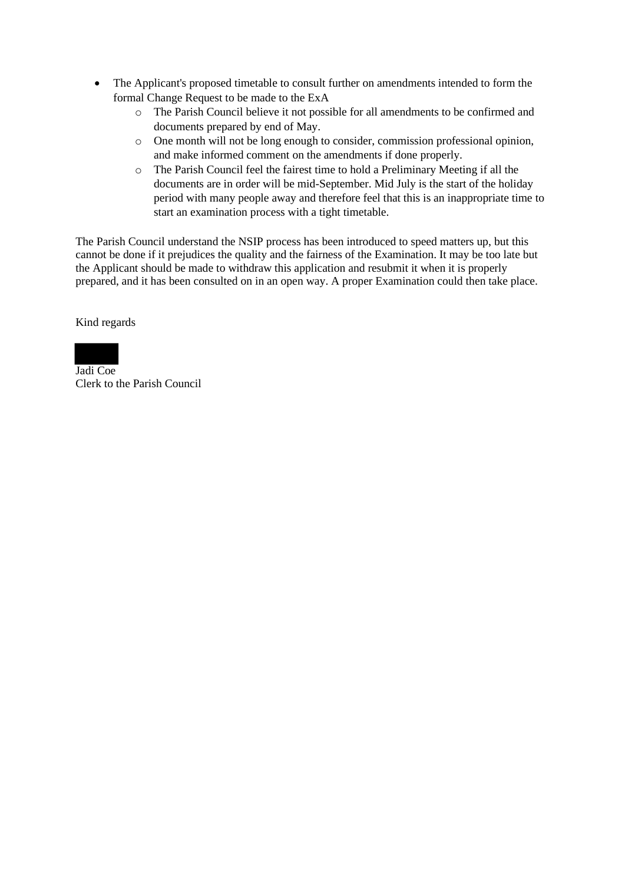- The Applicant's proposed timetable to consult further on amendments intended to form the formal Change Request to be made to the ExA
    - The Parish Council believe it not possible for all amendments to be confirmed and documents prepared by end of May.
    - One month will not be long enough to consider, commission professional opinion, and make informed comment on the amendments if done properly.
    - The Parish Council feel the fairest time to hold a Preliminary Meeting if all the documents are in order will be mid-September. Mid July is the start of the holiday period with many people away and therefore feel that this is an inappropriate time to start an examination process with a tight timetable.

The Parish Council understand the NSIP process has been introduced to speed matters up, but this cannot be done if it prejudices the quality and the fairness of the Examination. It may be too late but the Applicant should be made to withdraw this application and resubmit it when it is properly prepared, and it has been consulted on in an open way. A proper Examination could then take place.

Kind regards

Jadi Coe
Clerk to the Parish Council